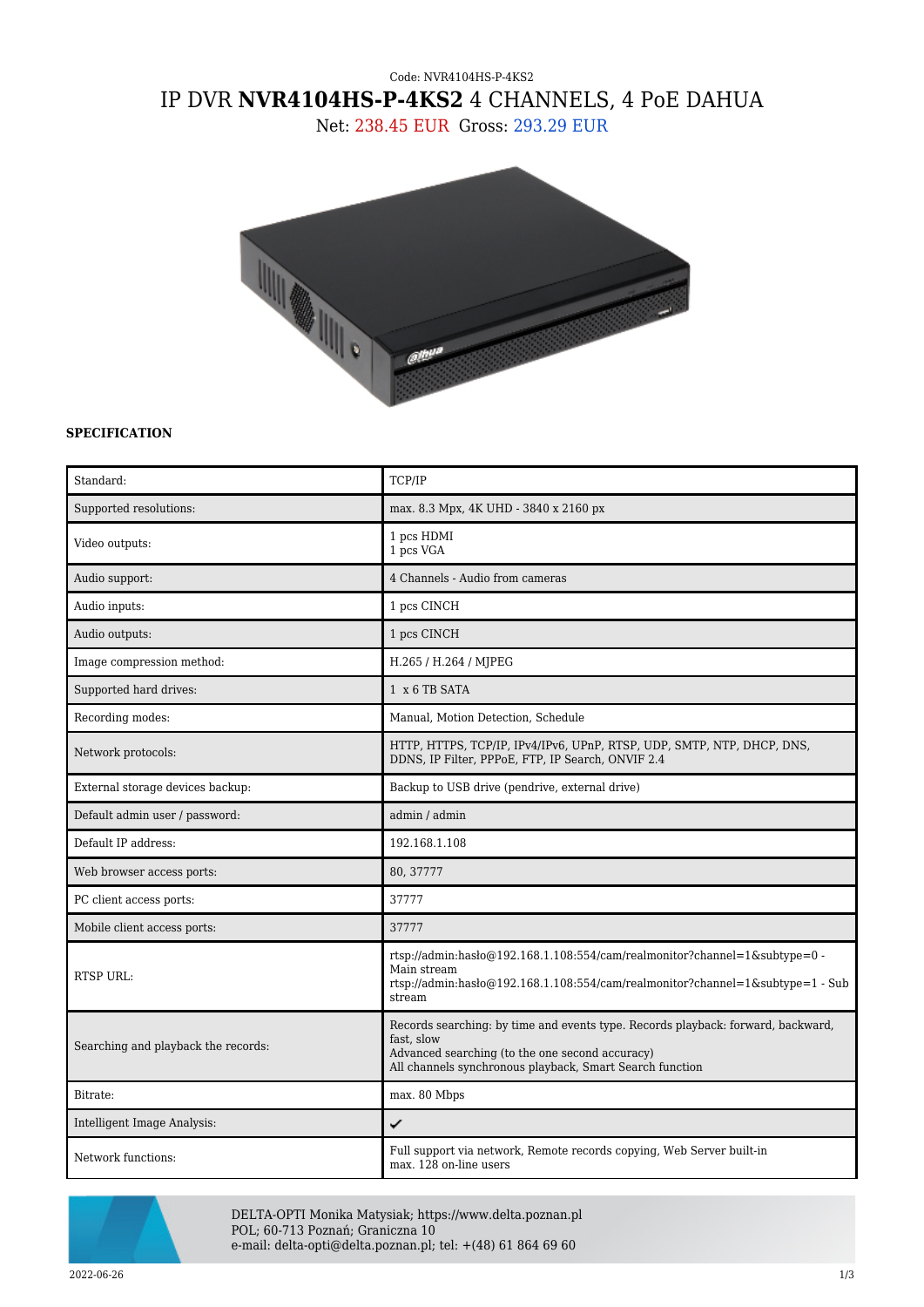Code: NVR4104HS-P-4KS2

# IP DVR **NVR4104HS-P-4KS2** 4 CHANNELS, 4 PoE DAHUA

Net: 238.45 EUR Gross: 293.29 EUR

**SPECIFICATION**

| | |
|---|---|
| Standard: | TCP/IP |
| Supported resolutions: | max. 8.3 Mpx, 4K UHD - 3840 x 2160 px |
| Video outputs: | 1 pcs HDMI<br>1 pcs VGA |
| Audio support: | 4 Channels - Audio from cameras |
| Audio inputs: | 1 pcs CINCH |
| Audio outputs: | 1 pcs CINCH |
| Image compression method: | H.265 / H.264 / MJPEG |
| Supported hard drives: | 1 x 6 TB SATA |
| Recording modes: | Manual, Motion Detection, Schedule |
| Network protocols: | HTTP, HTTPS, TCP/IP, IPv4/IPv6, UPnP, RTSP, UDP, SMTP, NTP, DHCP, DNS, DDNS, IP Filter, PPPoE, FTP, IP Search, ONVIF 2.4 |
| External storage devices backup: | Backup to USB drive (pendrive, external drive) |
| Default admin user / password: | admin / admin |
| Default IP address: | 192.168.1.108 |
| Web browser access ports: | 80, 37777 |
| PC client access ports: | 37777 |
| Mobile client access ports: | 37777 |
| RTSP URL: | rtsp://admin:hasło@192.168.1.108:554/cam/realmonitor?channel=1&subtype=0 - Main stream<br>rtsp://admin:hasło@192.168.1.108:554/cam/realmonitor?channel=1&subtype=1 - Sub stream |
| Searching and playback the records: | Records searching: by time and events type. Records playback: forward, backward, fast, slow<br>Advanced searching (to the one second accuracy)<br>All channels synchronous playback, Smart Search function |
| Bitrate: | max. 80 Mbps |
| Intelligent Image Analysis: | ✔ |
| Network functions: | Full support via network, Remote records copying, Web Server built-in<br>max. 128 on-line users |

DELTA-OPTI Monika Matysiak; https://www.delta.poznan.pl
POL; 60-713 Poznań; Graniczna 10
e-mail: delta-opti@delta.poznan.pl; tel: +(48) 61 864 69 60

2022-06-26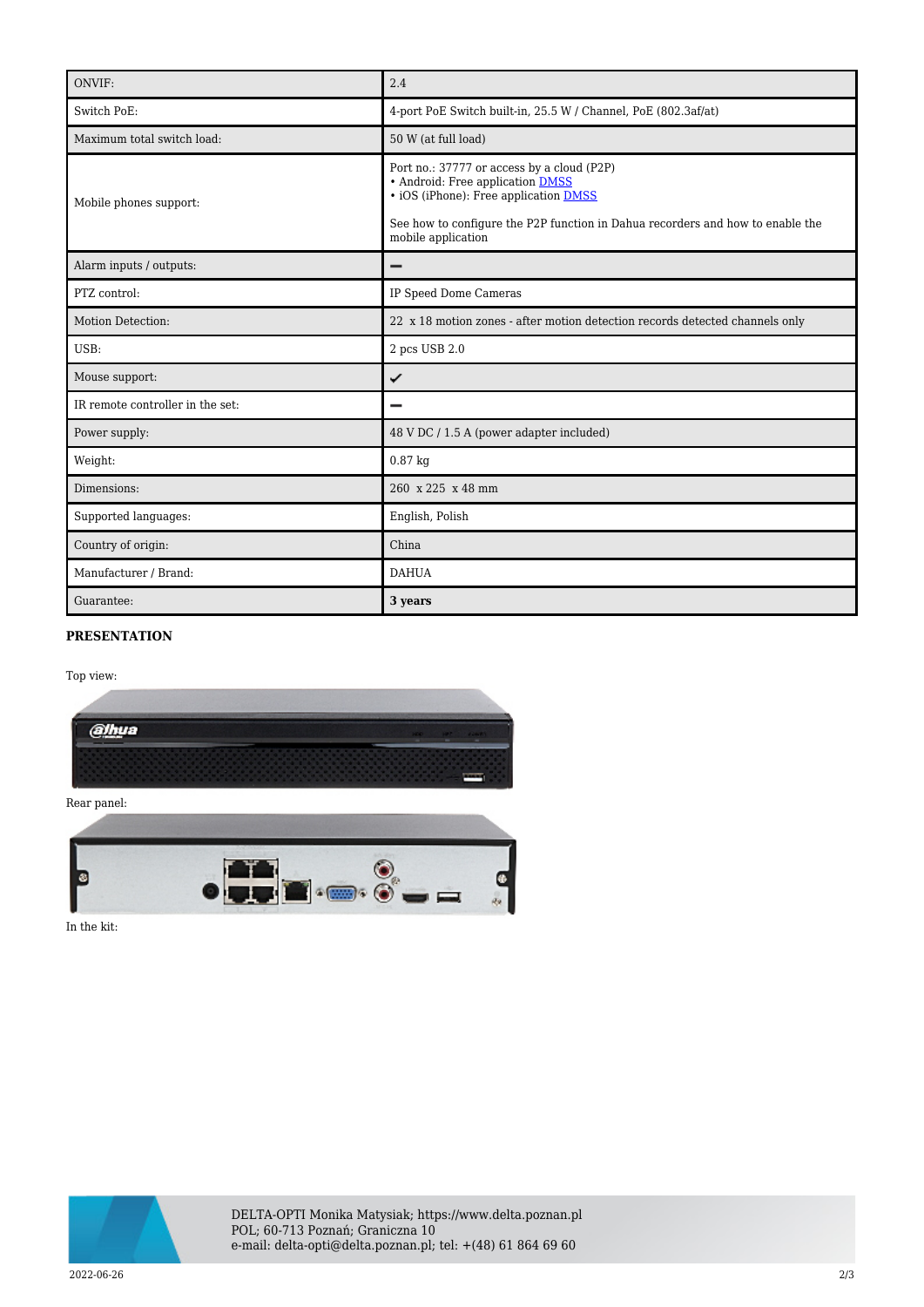| ONVIF: | 2.4 |
|---|---|
| Switch PoE: | 4-port PoE Switch built-in, 25.5 W / Channel, PoE (802.3af/at) |
| Maximum total switch load: | 50 W (at full load) |
| Mobile phones support: | Port no.: 37777 or access by a cloud (P2P)<br>• Android: Free application DMSS<br>• iOS (iPhone): Free application DMSS<br><br>See how to configure the P2P function in Dahua recorders and how to enable the mobile application |
| Alarm inputs / outputs: | – |
| PTZ control: | IP Speed Dome Cameras |
| Motion Detection: | 22 x 18 motion zones - after motion detection records detected channels only |
| USB: | 2 pcs USB 2.0 |
| Mouse support: | ✓ |
| IR remote controller in the set: | – |
| Power supply: | 48 V DC / 1.5 A (power adapter included) |
| Weight: | 0.87 kg |
| Dimensions: | 260 x 225 x 48 mm |
| Supported languages: | English, Polish |
| Country of origin: | China |
| Manufacturer / Brand: | DAHUA |
| Guarantee: | **3 years** |

**PRESENTATION**

Top view:

Rear panel:

In the kit:

DELTA-OPTI Monika Matysiak; https://www.delta.poznan.pl
POL; 60-713 Poznań; Graniczna 10
e-mail: delta-opti@delta.poznan.pl; tel: +(48) 61 864 69 60

2022-06-26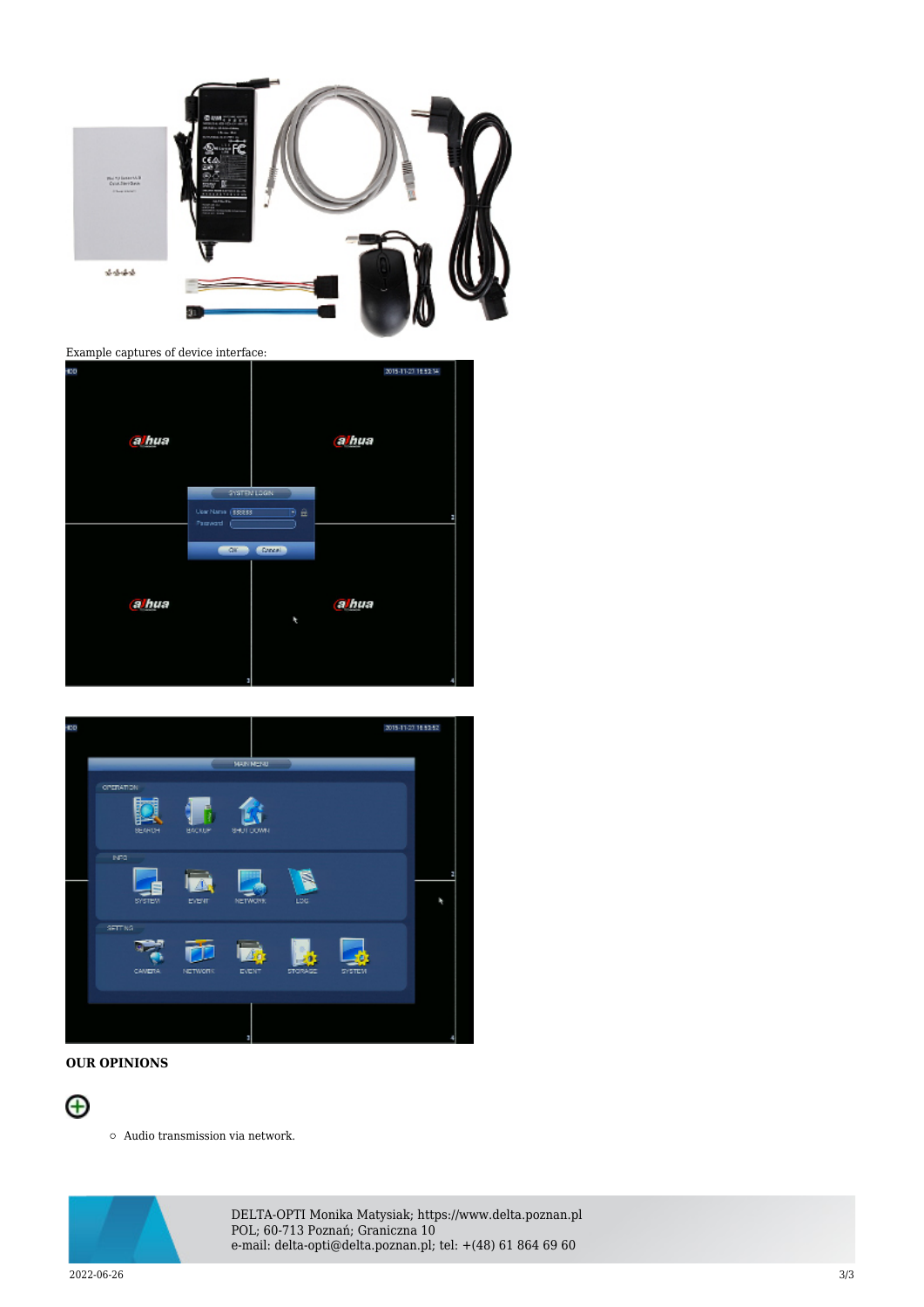Example captures of device interface:

**OUR OPINIONS**

- Audio transmission via network.